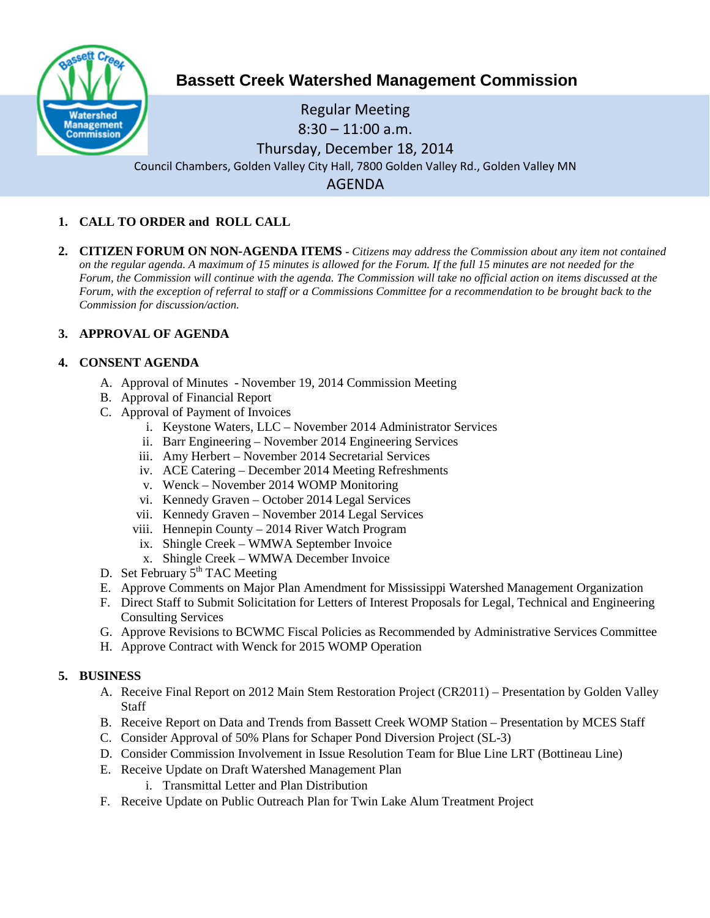# Bassett Creek Watershed Management Commission

Regular Meeting
8:30 – 11:00 a.m.
Thursday, December 18, 2014
Council Chambers, Golden Valley City Hall, 7800 Golden Valley Rd., Golden Valley MN

AGENDA

1. **CALL TO ORDER and ROLL CALL**

2. **CITIZEN FORUM ON NON-AGENDA ITEMS** - *Citizens may address the Commission about any item not contained on the regular agenda. A maximum of 15 minutes is allowed for the Forum. If the full 15 minutes are not needed for the Forum, the Commission will continue with the agenda. The Commission will take no official action on items discussed at the Forum, with the exception of referral to staff or a Commissions Committee for a recommendation to be brought back to the Commission for discussion/action.*

3. **APPROVAL OF AGENDA**

4. **CONSENT AGENDA**
   - A. Approval of Minutes - November 19, 2014 Commission Meeting
   - B. Approval of Financial Report
   - C. Approval of Payment of Invoices
     - i. Keystone Waters, LLC – November 2014 Administrator Services
     - ii. Barr Engineering – November 2014 Engineering Services
     - iii. Amy Herbert – November 2014 Secretarial Services
     - iv. ACE Catering – December 2014 Meeting Refreshments
     - v. Wenck – November 2014 WOMP Monitoring
     - vi. Kennedy Graven – October 2014 Legal Services
     - vii. Kennedy Graven – November 2014 Legal Services
     - viii. Hennepin County – 2014 River Watch Program
     - ix. Shingle Creek – WMWA September Invoice
     - x. Shingle Creek – WMWA December Invoice
   - D. Set February 5th TAC Meeting
   - E. Approve Comments on Major Plan Amendment for Mississippi Watershed Management Organization
   - F. Direct Staff to Submit Solicitation for Letters of Interest Proposals for Legal, Technical and Engineering Consulting Services
   - G. Approve Revisions to BCWMC Fiscal Policies as Recommended by Administrative Services Committee
   - H. Approve Contract with Wenck for 2015 WOMP Operation

5. **BUSINESS**
   - A. Receive Final Report on 2012 Main Stem Restoration Project (CR2011) – Presentation by Golden Valley Staff
   - B. Receive Report on Data and Trends from Bassett Creek WOMP Station – Presentation by MCES Staff
   - C. Consider Approval of 50% Plans for Schaper Pond Diversion Project (SL-3)
   - D. Consider Commission Involvement in Issue Resolution Team for Blue Line LRT (Bottineau Line)
   - E. Receive Update on Draft Watershed Management Plan
     - i. Transmittal Letter and Plan Distribution
   - F. Receive Update on Public Outreach Plan for Twin Lake Alum Treatment Project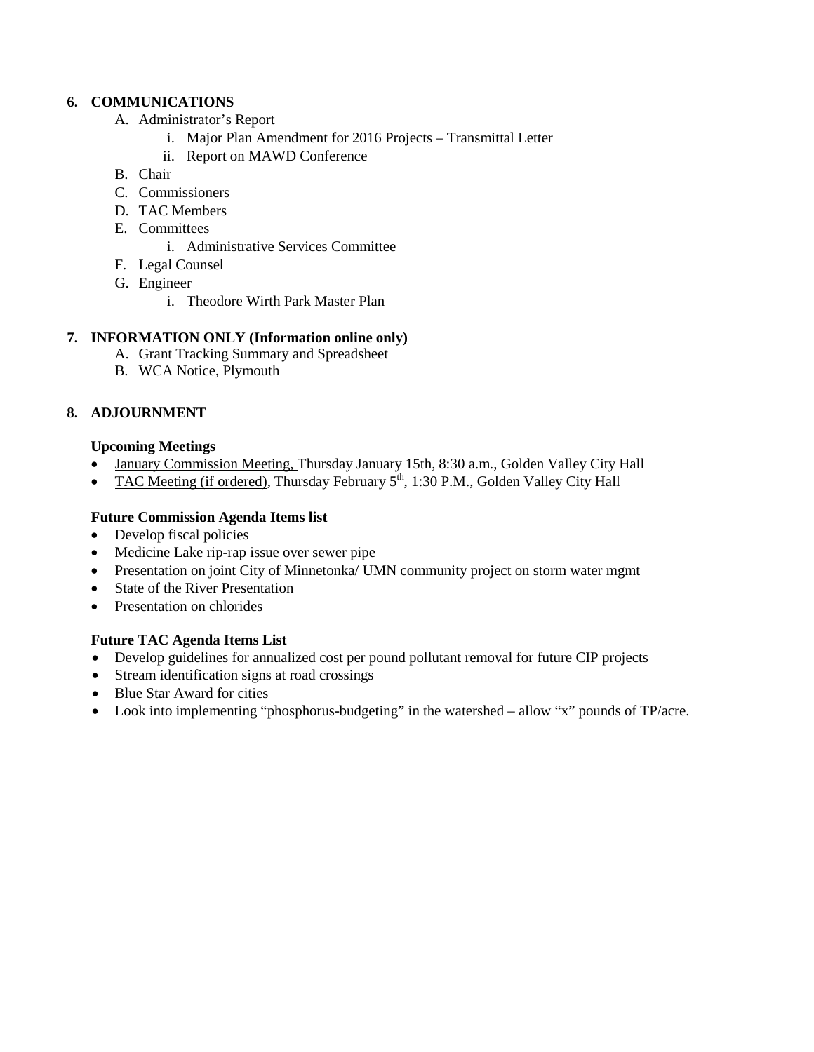**6. COMMUNICATIONS**

A. Administrator's Report
   i. Major Plan Amendment for 2016 Projects – Transmittal Letter
   ii. Report on MAWD Conference
B. Chair
C. Commissioners
D. TAC Members
E. Committees
   i. Administrative Services Committee
F. Legal Counsel
G. Engineer
   i. Theodore Wirth Park Master Plan

**7. INFORMATION ONLY (Information online only)**

A. Grant Tracking Summary and Spreadsheet
B. WCA Notice, Plymouth

**8. ADJOURNMENT**

**Upcoming Meetings**

- January Commission Meeting, Thursday January 15th, 8:30 a.m., Golden Valley City Hall
- TAC Meeting (if ordered), Thursday February 5th, 1:30 P.M., Golden Valley City Hall

**Future Commission Agenda Items list**

- Develop fiscal policies
- Medicine Lake rip-rap issue over sewer pipe
- Presentation on joint City of Minnetonka/ UMN community project on storm water mgmt
- State of the River Presentation
- Presentation on chlorides

**Future TAC Agenda Items List**

- Develop guidelines for annualized cost per pound pollutant removal for future CIP projects
- Stream identification signs at road crossings
- Blue Star Award for cities
- Look into implementing "phosphorus-budgeting" in the watershed – allow "x" pounds of TP/acre.